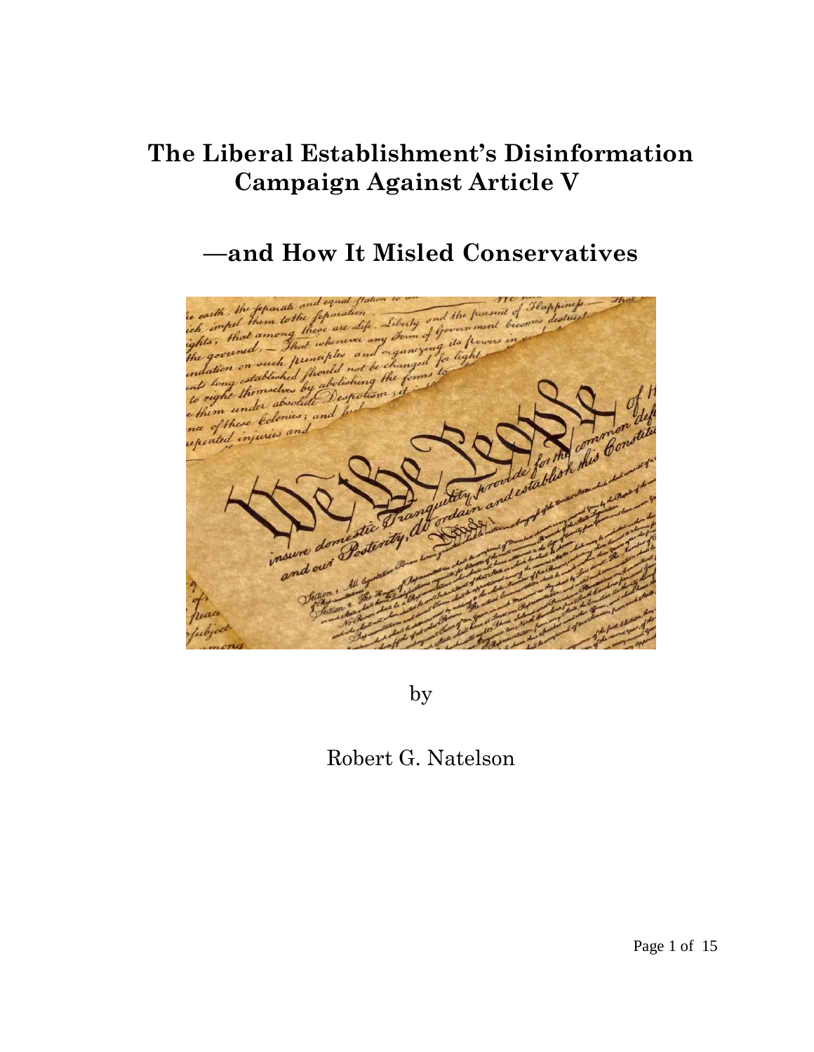# The Liberal Establishment's Disinformation Campaign Against Article V

## —and How It Misled Conservatives

by

Robert G. Natelson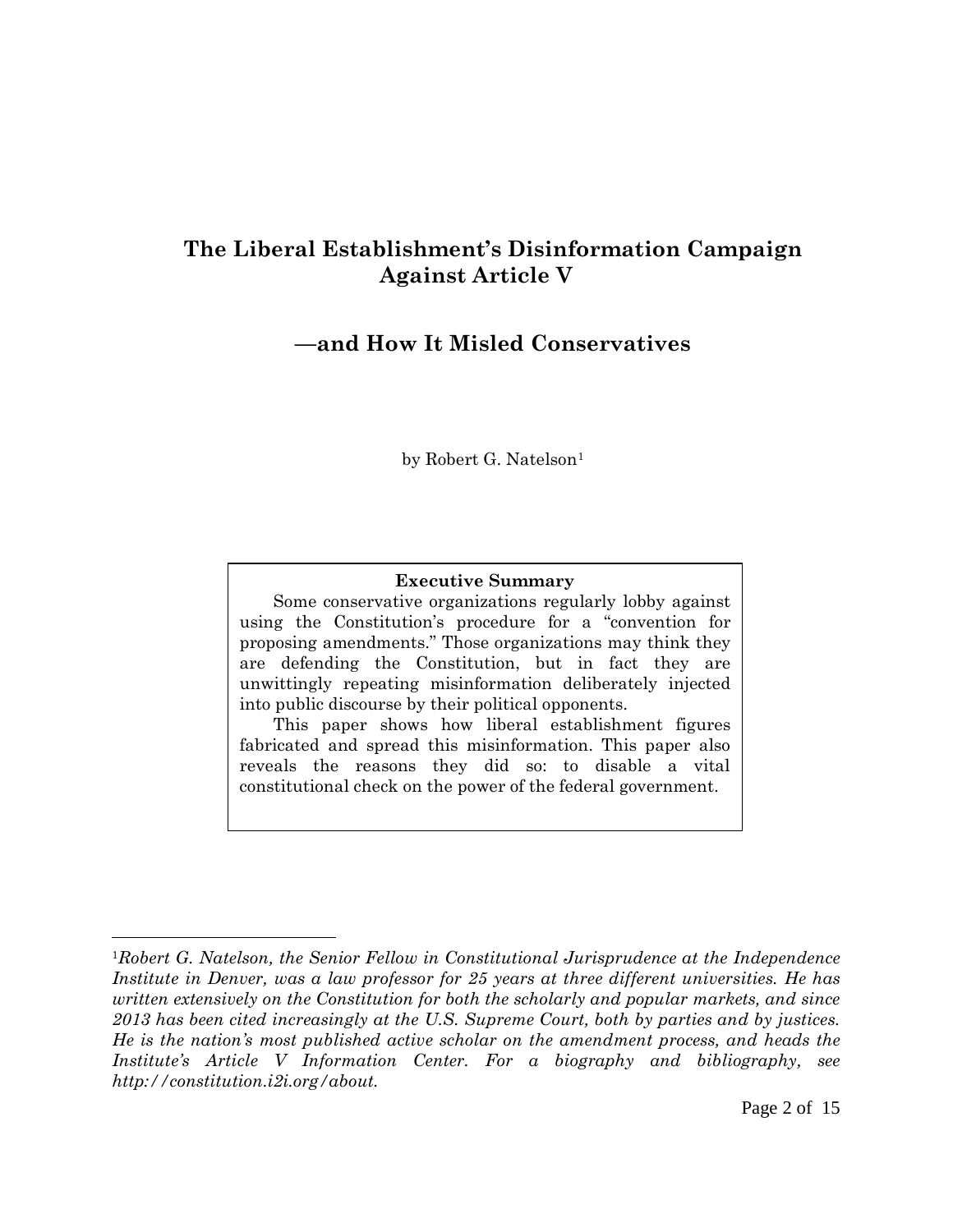# The Liberal Establishment's Disinformation Campaign Against Article V

## —and How It Misled Conservatives

by Robert G. Natelson[1]

**Executive Summary**

Some conservative organizations regularly lobby against using the Constitution's procedure for a "convention for proposing amendments." Those organizations may think they are defending the Constitution, but in fact they are unwittingly repeating misinformation deliberately injected into public discourse by their political opponents.

This paper shows how liberal establishment figures fabricated and spread this misinformation. This paper also reveals the reasons they did so: to disable a vital constitutional check on the power of the federal government.

---

[1]*Robert G. Natelson, the Senior Fellow in Constitutional Jurisprudence at the Independence Institute in Denver, was a law professor for 25 years at three different universities. He has written extensively on the Constitution for both the scholarly and popular markets, and since 2013 has been cited increasingly at the U.S. Supreme Court, both by parties and by justices. He is the nation's most published active scholar on the amendment process, and heads the Institute's Article V Information Center. For a biography and bibliography, see http://constitution.i2i.org/about.*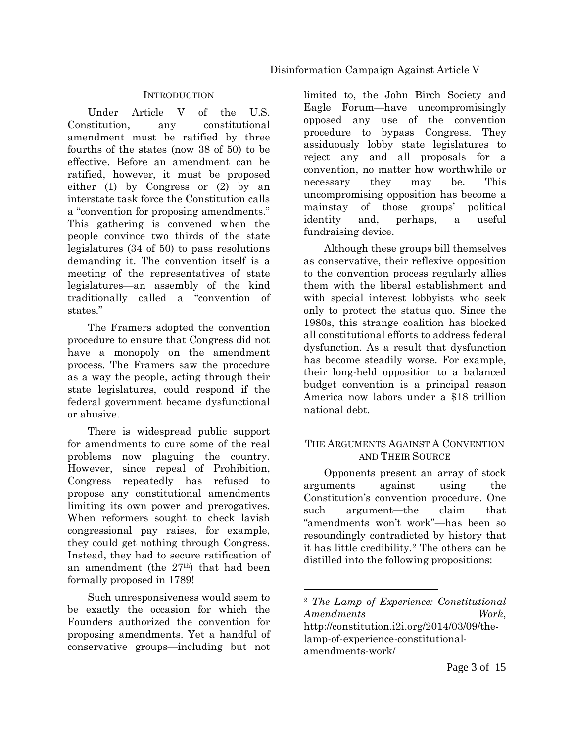## INTRODUCTION

Under Article V of the U.S. Constitution, any constitutional amendment must be ratified by three fourths of the states (now 38 of 50) to be effective. Before an amendment can be ratified, however, it must be proposed either (1) by Congress or (2) by an interstate task force the Constitution calls a "convention for proposing amendments." This gathering is convened when the people convince two thirds of the state legislatures (34 of 50) to pass resolutions demanding it. The convention itself is a meeting of the representatives of state legislatures—an assembly of the kind traditionally called a "convention of states."

The Framers adopted the convention procedure to ensure that Congress did not have a monopoly on the amendment process. The Framers saw the procedure as a way the people, acting through their state legislatures, could respond if the federal government became dysfunctional or abusive.

There is widespread public support for amendments to cure some of the real problems now plaguing the country. However, since repeal of Prohibition, Congress repeatedly has refused to propose any constitutional amendments limiting its own power and prerogatives. When reformers sought to check lavish congressional pay raises, for example, they could get nothing through Congress. Instead, they had to secure ratification of an amendment (the 27th) that had been formally proposed in 1789!

Such unresponsiveness would seem to be exactly the occasion for which the Founders authorized the convention for proposing amendments. Yet a handful of conservative groups—including but not limited to, the John Birch Society and Eagle Forum—have uncompromisingly opposed any use of the convention procedure to bypass Congress. They assiduously lobby state legislatures to reject any and all proposals for a convention, no matter how worthwhile or necessary they may be. This uncompromising opposition has become a mainstay of those groups' political identity and, perhaps, a useful fundraising device.

Although these groups bill themselves as conservative, their reflexive opposition to the convention process regularly allies them with the liberal establishment and with special interest lobbyists who seek only to protect the status quo. Since the 1980s, this strange coalition has blocked all constitutional efforts to address federal dysfunction. As a result that dysfunction has become steadily worse. For example, their long-held opposition to a balanced budget convention is a principal reason America now labors under a $18 trillion national debt.

## THE ARGUMENTS AGAINST A CONVENTION AND THEIR SOURCE

Opponents present an array of stock arguments against using the Constitution's convention procedure. One such argument—the claim that "amendments won't work"—has been so resoundingly contradicted by history that it has little credibility.[2] The others can be distilled into the following propositions:

---

[2] *The Lamp of Experience: Constitutional Amendments Work*, http://constitution.i2i.org/2014/03/09/the-lamp-of-experience-constitutional-amendments-work/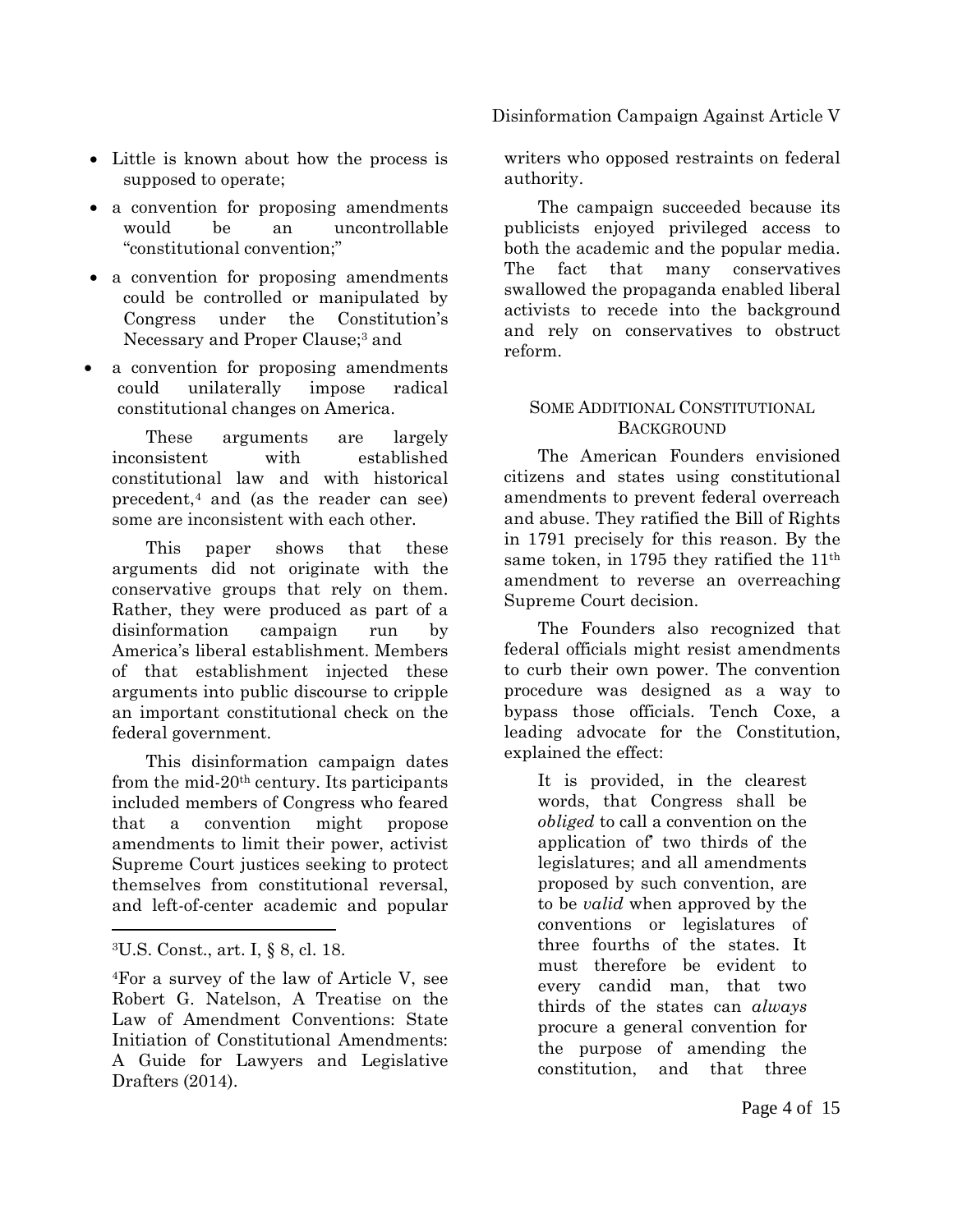- Little is known about how the process is supposed to operate;
- a convention for proposing amendments would be an uncontrollable "constitutional convention;"
- a convention for proposing amendments could be controlled or manipulated by Congress under the Constitution's Necessary and Proper Clause;[3] and
- a convention for proposing amendments could unilaterally impose radical constitutional changes on America.

These arguments are largely inconsistent with established constitutional law and with historical precedent,[4] and (as the reader can see) some are inconsistent with each other.

This paper shows that these arguments did not originate with the conservative groups that rely on them. Rather, they were produced as part of a disinformation campaign run by America's liberal establishment. Members of that establishment injected these arguments into public discourse to cripple an important constitutional check on the federal government.

This disinformation campaign dates from the mid-20th century. Its participants included members of Congress who feared that a convention might propose amendments to limit their power, activist Supreme Court justices seeking to protect themselves from constitutional reversal, and left-of-center academic and popular writers who opposed restraints on federal authority.

The campaign succeeded because its publicists enjoyed privileged access to both the academic and the popular media. The fact that many conservatives swallowed the propaganda enabled liberal activists to recede into the background and rely on conservatives to obstruct reform.

## SOME ADDITIONAL CONSTITUTIONAL BACKGROUND

The American Founders envisioned citizens and states using constitutional amendments to prevent federal overreach and abuse. They ratified the Bill of Rights in 1791 precisely for this reason. By the same token, in 1795 they ratified the 11th amendment to reverse an overreaching Supreme Court decision.

The Founders also recognized that federal officials might resist amendments to curb their own power. The convention procedure was designed as a way to bypass those officials. Tench Coxe, a leading advocate for the Constitution, explained the effect:

> It is provided, in the clearest words, that Congress shall be *obliged* to call a convention on the application of two thirds of the legislatures; and all amendments proposed by such convention, are to be *valid* when approved by the conventions or legislatures of three fourths of the states. It must therefore be evident to every candid man, that two thirds of the states can *always* procure a general convention for the purpose of amending the constitution, and that three

---

[3] U.S. Const., art. I, § 8, cl. 18.

[4] For a survey of the law of Article V, see Robert G. Natelson, A Treatise on the Law of Amendment Conventions: State Initiation of Constitutional Amendments: A Guide for Lawyers and Legislative Drafters (2014).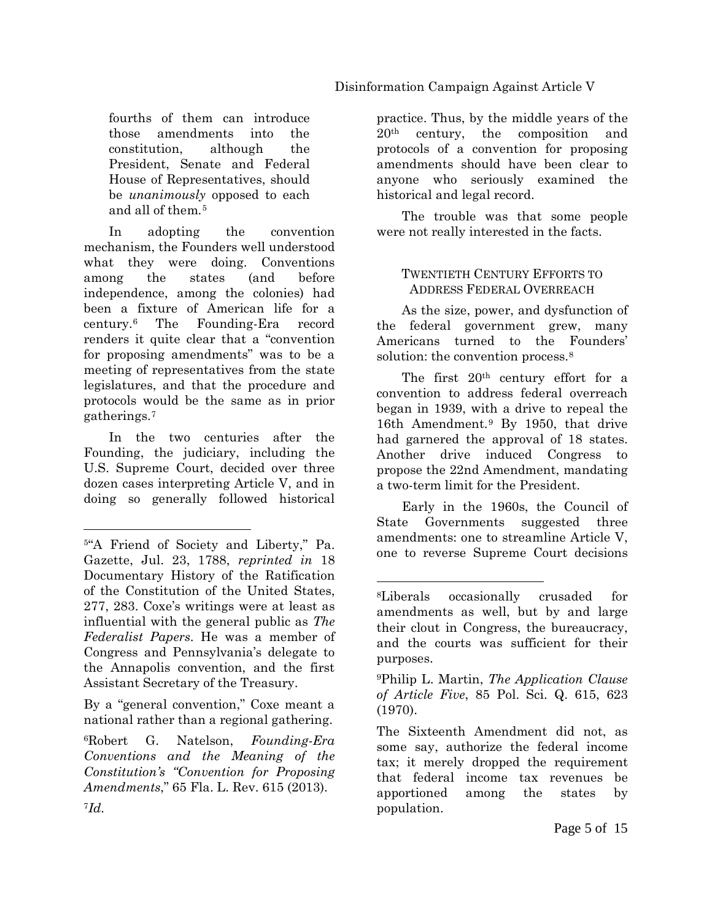fourths of them can introduce those amendments into the constitution, although the President, Senate and Federal House of Representatives, should be *unanimously* opposed to each and all of them.[5]

In adopting the convention mechanism, the Founders well understood what they were doing. Conventions among the states (and before independence, among the colonies) had been a fixture of American life for a century.[6] The Founding-Era record renders it quite clear that a "convention for proposing amendments" was to be a meeting of representatives from the state legislatures, and that the procedure and protocols would be the same as in prior gatherings.[7]

In the two centuries after the Founding, the judiciary, including the U.S. Supreme Court, decided over three dozen cases interpreting Article V, and in doing so generally followed historical practice. Thus, by the middle years of the 20th century, the composition and protocols of a convention for proposing amendments should have been clear to anyone who seriously examined the historical and legal record.

The trouble was that some people were not really interested in the facts.

### TWENTIETH CENTURY EFFORTS TO ADDRESS FEDERAL OVERREACH

As the size, power, and dysfunction of the federal government grew, many Americans turned to the Founders' solution: the convention process.[8]

The first 20th century effort for a convention to address federal overreach began in 1939, with a drive to repeal the 16th Amendment.[9] By 1950, that drive had garnered the approval of 18 states. Another drive induced Congress to propose the 22nd Amendment, mandating a two-term limit for the President.

Early in the 1960s, the Council of State Governments suggested three amendments: one to streamline Article V, one to reverse Supreme Court decisions

---

[5]"A Friend of Society and Liberty," Pa. Gazette, Jul. 23, 1788, *reprinted in* 18 Documentary History of the Ratification of the Constitution of the United States, 277, 283. Coxe's writings were at least as influential with the general public as *The Federalist Papers*. He was a member of Congress and Pennsylvania's delegate to the Annapolis convention, and the first Assistant Secretary of the Treasury.

By a "general convention," Coxe meant a national rather than a regional gathering.

[6]Robert G. Natelson, *Founding-Era Conventions and the Meaning of the Constitution's "Convention for Proposing Amendments*," 65 Fla. L. Rev. 615 (2013).

[7]*Id.*

[8]Liberals occasionally crusaded for amendments as well, but by and large their clout in Congress, the bureaucracy, and the courts was sufficient for their purposes.

[9]Philip L. Martin, *The Application Clause of Article Five*, 85 Pol. Sci. Q. 615, 623 (1970).

The Sixteenth Amendment did not, as some say, authorize the federal income tax; it merely dropped the requirement that federal income tax revenues be apportioned among the states by population.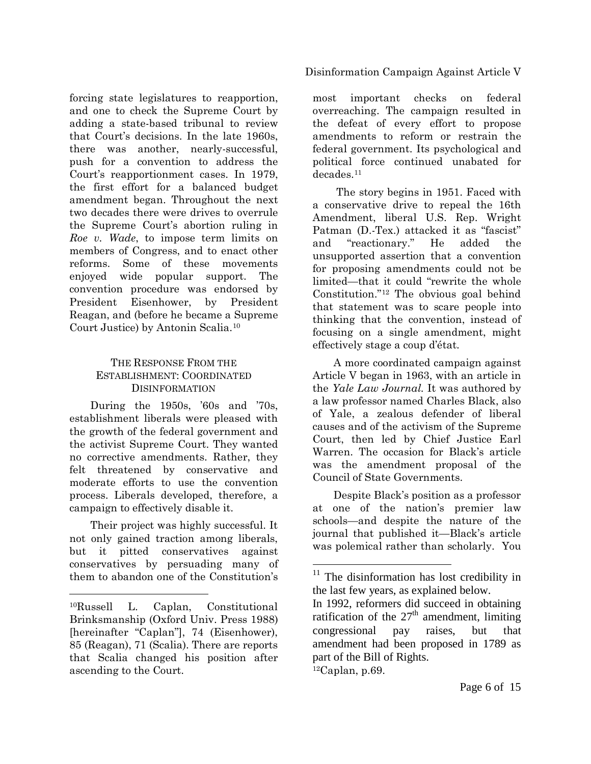forcing state legislatures to reapportion, and one to check the Supreme Court by adding a state-based tribunal to review that Court's decisions. In the late 1960s, there was another, nearly-successful, push for a convention to address the Court's reapportionment cases. In 1979, the first effort for a balanced budget amendment began. Throughout the next two decades there were drives to overrule the Supreme Court's abortion ruling in *Roe v. Wade*, to impose term limits on members of Congress, and to enact other reforms. Some of these movements enjoyed wide popular support. The convention procedure was endorsed by President Eisenhower, by President Reagan, and (before he became a Supreme Court Justice) by Antonin Scalia.[10]

### THE RESPONSE FROM THE ESTABLISHMENT: COORDINATED DISINFORMATION

During the 1950s, '60s and '70s, establishment liberals were pleased with the growth of the federal government and the activist Supreme Court. They wanted no corrective amendments. Rather, they felt threatened by conservative and moderate efforts to use the convention process. Liberals developed, therefore, a campaign to effectively disable it.

Their project was highly successful. It not only gained traction among liberals, but it pitted conservatives against conservatives by persuading many of them to abandon one of the Constitution's most important checks on federal overreaching. The campaign resulted in the defeat of every effort to propose amendments to reform or restrain the federal government. Its psychological and political force continued unabated for decades.[11]

The story begins in 1951. Faced with a conservative drive to repeal the 16th Amendment, liberal U.S. Rep. Wright Patman (D.-Tex.) attacked it as "fascist" and "reactionary." He added the unsupported assertion that a convention for proposing amendments could not be limited—that it could "rewrite the whole Constitution."[12] The obvious goal behind that statement was to scare people into thinking that the convention, instead of focusing on a single amendment, might effectively stage a coup d'état.

A more coordinated campaign against Article V began in 1963, with an article in the *Yale Law Journal.* It was authored by a law professor named Charles Black, also of Yale, a zealous defender of liberal causes and of the activism of the Supreme Court, then led by Chief Justice Earl Warren. The occasion for Black's article was the amendment proposal of the Council of State Governments.

Despite Black's position as a professor at one of the nation's premier law schools—and despite the nature of the journal that published it—Black's article was polemical rather than scholarly. You

---

[10] Russell L. Caplan, Constitutional Brinksmanship (Oxford Univ. Press 1988) [hereinafter "Caplan"], 74 (Eisenhower), 85 (Reagan), 71 (Scalia). There are reports that Scalia changed his position after ascending to the Court.

[11] The disinformation has lost credibility in the last few years, as explained below.
In 1992, reformers did succeed in obtaining ratification of the 27th amendment, limiting congressional pay raises, but that amendment had been proposed in 1789 as part of the Bill of Rights.

[12] Caplan, p.69.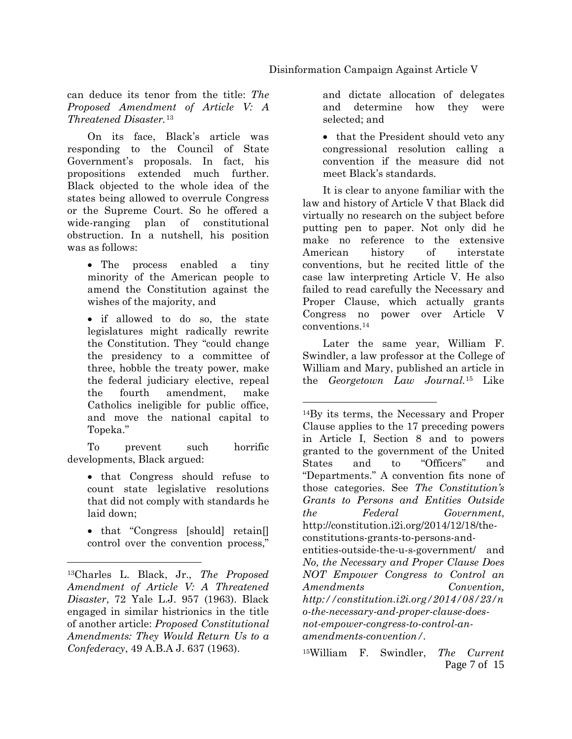can deduce its tenor from the title: *The Proposed Amendment of Article V: A Threatened Disaster.*[13]

On its face, Black's article was responding to the Council of State Government's proposals. In fact, his propositions extended much further. Black objected to the whole idea of the states being allowed to overrule Congress or the Supreme Court. So he offered a wide-ranging plan of constitutional obstruction. In a nutshell, his position was as follows:

- The process enabled a tiny minority of the American people to amend the Constitution against the wishes of the majority, and
- if allowed to do so, the state legislatures might radically rewrite the Constitution. They "could change the presidency to a committee of three, hobble the treaty power, make the federal judiciary elective, repeal the fourth amendment, make Catholics ineligible for public office, and move the national capital to Topeka."

To prevent such horrific developments, Black argued:

- that Congress should refuse to count state legislative resolutions that did not comply with standards he laid down;
- that "Congress [should] retain[] control over the convention process," and dictate allocation of delegates and determine how they were selected; and
- that the President should veto any congressional resolution calling a convention if the measure did not meet Black's standards.

It is clear to anyone familiar with the law and history of Article V that Black did virtually no research on the subject before putting pen to paper. Not only did he make no reference to the extensive American history of interstate conventions, but he recited little of the case law interpreting Article V. He also failed to read carefully the Necessary and Proper Clause, which actually grants Congress no power over Article V conventions.[14]

Later the same year, William F. Swindler, a law professor at the College of William and Mary, published an article in the *Georgetown Law Journal.*[15] Like

---

[13] Charles L. Black, Jr., *The Proposed Amendment of Article V: A Threatened Disaster*, 72 Yale L.J. 957 (1963). Black engaged in similar histrionics in the title of another article: *Proposed Constitutional Amendments: They Would Return Us to a Confederacy*, 49 A.B.A J. 637 (1963).

[14] By its terms, the Necessary and Proper Clause applies to the 17 preceding powers in Article I, Section 8 and to powers granted to the government of the United States and to "Officers" and "Departments." A convention fits none of those categories. See *The Constitution's Grants to Persons and Entities Outside the Federal Government*, http://constitution.i2i.org/2014/12/18/the-constitutions-grants-to-persons-and-entities-outside-the-u-s-government/ and *No, the Necessary and Proper Clause Does NOT Empower Congress to Control an Amendments Convention, http://constitution.i2i.org/2014/08/23/no-the-necessary-and-proper-clause-does-not-empower-congress-to-control-an-amendments-convention/*.

[15] William F. Swindler, *The Current*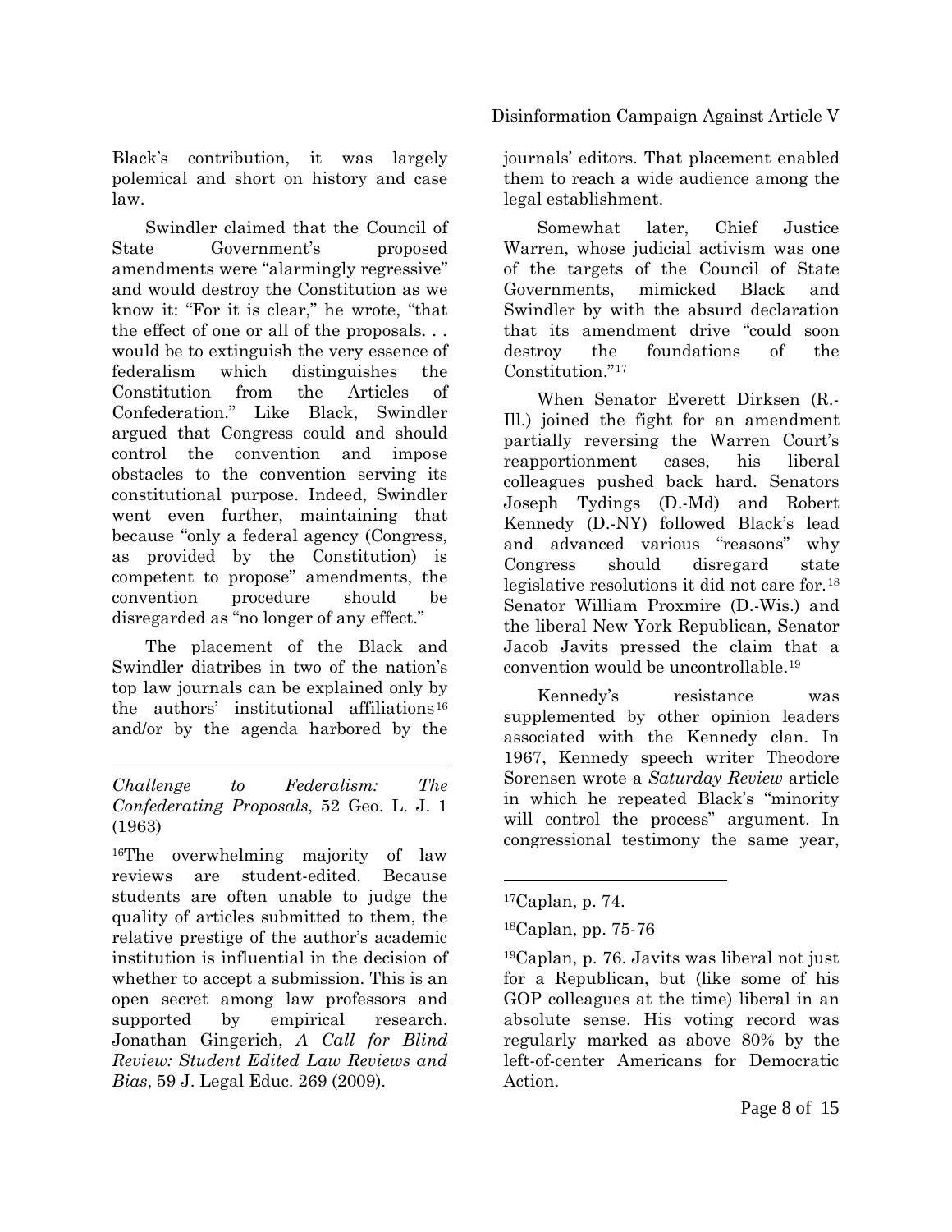Black's contribution, it was largely polemical and short on history and case law.

Swindler claimed that the Council of State Government's proposed amendments were "alarmingly regressive" and would destroy the Constitution as we know it: "For it is clear," he wrote, "that the effect of one or all of the proposals. . . would be to extinguish the very essence of federalism which distinguishes the Constitution from the Articles of Confederation." Like Black, Swindler argued that Congress could and should control the convention and impose obstacles to the convention serving its constitutional purpose. Indeed, Swindler went even further, maintaining that because "only a federal agency (Congress, as provided by the Constitution) is competent to propose" amendments, the convention procedure should be disregarded as "no longer of any effect."

The placement of the Black and Swindler diatribes in two of the nation's top law journals can be explained only by the authors' institutional affiliations[16] and/or by the agenda harbored by the journals' editors. That placement enabled them to reach a wide audience among the legal establishment.

Somewhat later, Chief Justice Warren, whose judicial activism was one of the targets of the Council of State Governments, mimicked Black and Swindler by with the absurd declaration that its amendment drive "could soon destroy the foundations of the Constitution."[17]

When Senator Everett Dirksen (R.-Ill.) joined the fight for an amendment partially reversing the Warren Court's reapportionment cases, his liberal colleagues pushed back hard. Senators Joseph Tydings (D.-Md) and Robert Kennedy (D.-NY) followed Black's lead and advanced various "reasons" why Congress should disregard state legislative resolutions it did not care for.[18] Senator William Proxmire (D.-Wis.) and the liberal New York Republican, Senator Jacob Javits pressed the claim that a convention would be uncontrollable.[19]

Kennedy's resistance was supplemented by other opinion leaders associated with the Kennedy clan. In 1967, Kennedy speech writer Theodore Sorensen wrote a *Saturday Review* article in which he repeated Black's "minority will control the process" argument. In congressional testimony the same year,

---

*Challenge to Federalism: The Confederating Proposals*, 52 Geo. L. J. 1 (1963)

[16]The overwhelming majority of law reviews are student-edited. Because students are often unable to judge the quality of articles submitted to them, the relative prestige of the author's academic institution is influential in the decision of whether to accept a submission. This is an open secret among law professors and supported by empirical research. Jonathan Gingerich, *A Call for Blind Review: Student Edited Law Reviews and Bias*, 59 J. Legal Educ. 269 (2009).

[17]Caplan, p. 74.

[18]Caplan, pp. 75-76

[19]Caplan, p. 76. Javits was liberal not just for a Republican, but (like some of his GOP colleagues at the time) liberal in an absolute sense. His voting record was regularly marked as above 80% by the left-of-center Americans for Democratic Action.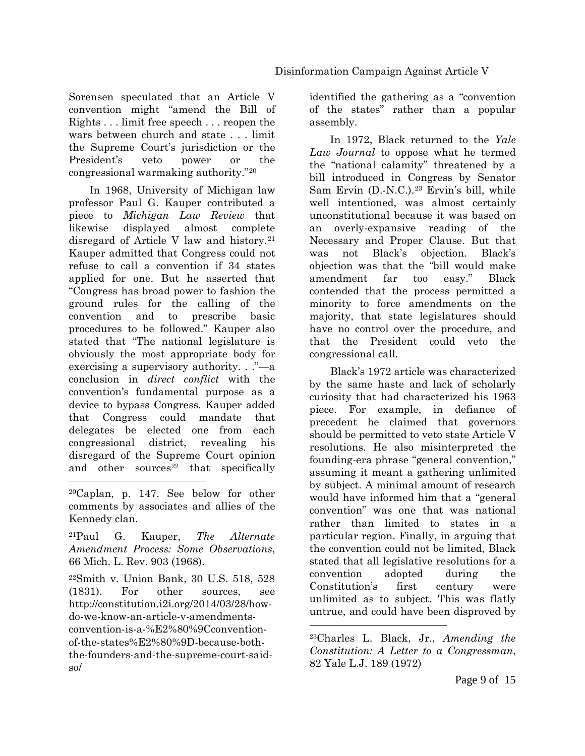Sorensen speculated that an Article V convention might "amend the Bill of Rights . . . limit free speech . . . reopen the wars between church and state . . . limit the Supreme Court's jurisdiction or the President's veto power or the congressional warmaking authority."[20]

In 1968, University of Michigan law professor Paul G. Kauper contributed a piece to *Michigan Law Review* that likewise displayed almost complete disregard of Article V law and history.[21] Kauper admitted that Congress could not refuse to call a convention if 34 states applied for one. But he asserted that "Congress has broad power to fashion the ground rules for the calling of the convention and to prescribe basic procedures to be followed." Kauper also stated that "The national legislature is obviously the most appropriate body for exercising a supervisory authority. . ."—a conclusion in *direct conflict* with the convention's fundamental purpose as a device to bypass Congress. Kauper added that Congress could mandate that delegates be elected one from each congressional district, revealing his disregard of the Supreme Court opinion and other sources[22] that specifically identified the gathering as a "convention of the states" rather than a popular assembly.

In 1972, Black returned to the *Yale Law Journal* to oppose what he termed the "national calamity" threatened by a bill introduced in Congress by Senator Sam Ervin (D.-N.C.).[23] Ervin's bill, while well intentioned, was almost certainly unconstitutional because it was based on an overly-expansive reading of the Necessary and Proper Clause. But that was not Black's objection. Black's objection was that the "bill would make amendment far too easy." Black contended that the process permitted a minority to force amendments on the majority, that state legislatures should have no control over the procedure, and that the President could veto the congressional call.

Black's 1972 article was characterized by the same haste and lack of scholarly curiosity that had characterized his 1963 piece. For example, in defiance of precedent he claimed that governors should be permitted to veto state Article V resolutions. He also misinterpreted the founding-era phrase "general convention," assuming it meant a gathering unlimited by subject. A minimal amount of research would have informed him that a "general convention" was one that was national rather than limited to states in a particular region. Finally, in arguing that the convention could not be limited, Black stated that all legislative resolutions for a convention adopted during the Constitution's first century were unlimited as to subject. This was flatly untrue, and could have been disproved by

---

[20] Caplan, p. 147. See below for other comments by associates and allies of the Kennedy clan.

[21] Paul G. Kauper, *The Alternate Amendment Process: Some Observations*, 66 Mich. L. Rev. 903 (1968).

[22] Smith v. Union Bank, 30 U.S. 518, 528 (1831). For other sources, see http://constitution.i2i.org/2014/03/28/how-do-we-know-an-article-v-amendments-convention-is-a-%E2%80%9Cconvention-of-the-states%E2%80%9D-because-both-the-founders-and-the-supreme-court-said-so/

[23] Charles L. Black, Jr., *Amending the Constitution: A Letter to a Congressman*, 82 Yale L.J. 189 (1972)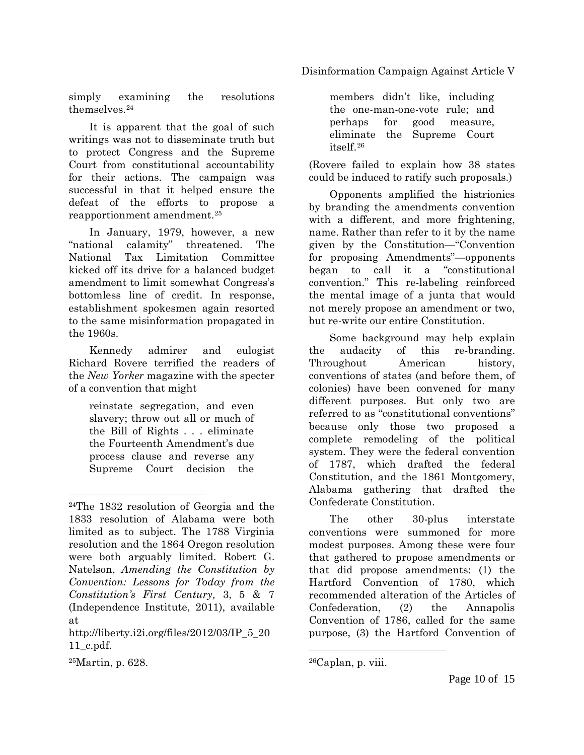simply examining the resolutions themselves.[24]

It is apparent that the goal of such writings was not to disseminate truth but to protect Congress and the Supreme Court from constitutional accountability for their actions. The campaign was successful in that it helped ensure the defeat of the efforts to propose a reapportionment amendment.[25]

In January, 1979, however, a new "national calamity" threatened. The National Tax Limitation Committee kicked off its drive for a balanced budget amendment to limit somewhat Congress's bottomless line of credit. In response, establishment spokesmen again resorted to the same misinformation propagated in the 1960s.

Kennedy admirer and eulogist Richard Rovere terrified the readers of the *New Yorker* magazine with the specter of a convention that might

> reinstate segregation, and even slavery; throw out all or much of the Bill of Rights . . . eliminate the Fourteenth Amendment's due process clause and reverse any Supreme Court decision the members didn't like, including the one-man-one-vote rule; and perhaps for good measure, eliminate the Supreme Court itself.[26]

(Rovere failed to explain how 38 states could be induced to ratify such proposals.)

Opponents amplified the histrionics by branding the amendments convention with a different, and more frightening, name. Rather than refer to it by the name given by the Constitution—"Convention for proposing Amendments"—opponents began to call it a "constitutional convention." This re-labeling reinforced the mental image of a junta that would not merely propose an amendment or two, but re-write our entire Constitution.

Some background may help explain the audacity of this re-branding. Throughout American history, conventions of states (and before them, of colonies) have been convened for many different purposes. But only two are referred to as "constitutional conventions" because only those two proposed a complete remodeling of the political system. They were the federal convention of 1787, which drafted the federal Constitution, and the 1861 Montgomery, Alabama gathering that drafted the Confederate Constitution.

The other 30-plus interstate conventions were summoned for more modest purposes. Among these were four that gathered to propose amendments or that did propose amendments: (1) the Hartford Convention of 1780, which recommended alteration of the Articles of Confederation, (2) the Annapolis Convention of 1786, called for the same purpose, (3) the Hartford Convention of

---

[24] The 1832 resolution of Georgia and the 1833 resolution of Alabama were both limited as to subject. The 1788 Virginia resolution and the 1864 Oregon resolution were both arguably limited. Robert G. Natelson, *Amending the Constitution by Convention: Lessons for Today from the Constitution's First Century,* 3, 5 & 7 (Independence Institute, 2011), available at http://liberty.i2i.org/files/2012/03/IP_5_2011_c.pdf.

[25] Martin, p. 628.

[26] Caplan, p. viii.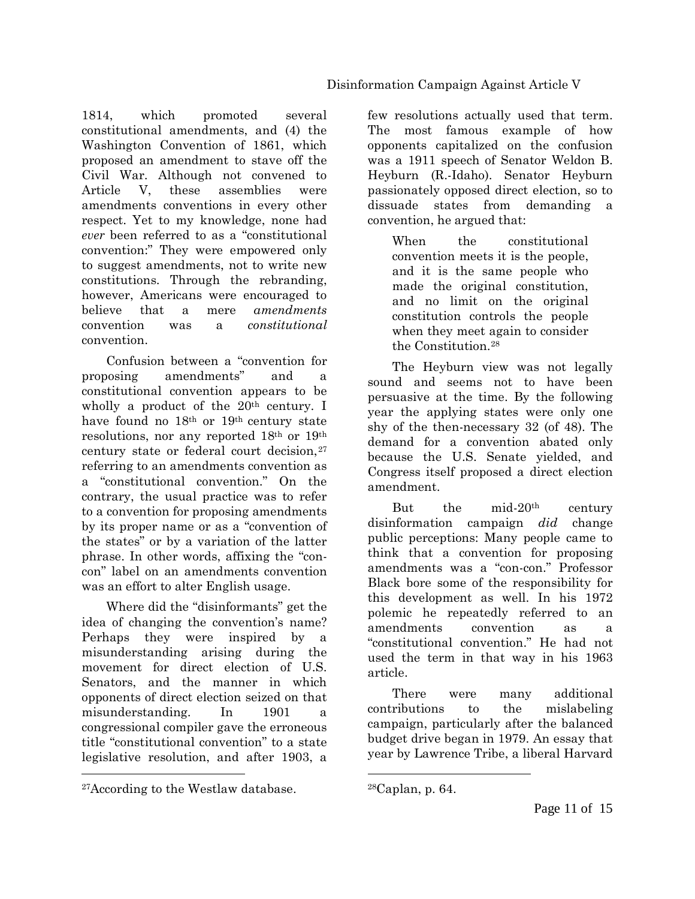1814, which promoted several constitutional amendments, and (4) the Washington Convention of 1861, which proposed an amendment to stave off the Civil War. Although not convened to Article V, these assemblies were amendments conventions in every other respect. Yet to my knowledge, none had *ever* been referred to as a "constitutional convention:" They were empowered only to suggest amendments, not to write new constitutions. Through the rebranding, however, Americans were encouraged to believe that a mere *amendments* convention was a *constitutional* convention.

Confusion between a "convention for proposing amendments" and a constitutional convention appears to be wholly a product of the 20th century. I have found no 18th or 19th century state resolutions, nor any reported 18th or 19th century state or federal court decision,[27] referring to an amendments convention as a "constitutional convention." On the contrary, the usual practice was to refer to a convention for proposing amendments by its proper name or as a "convention of the states" or by a variation of the latter phrase. In other words, affixing the "con-con" label on an amendments convention was an effort to alter English usage.

Where did the "disinformants" get the idea of changing the convention's name? Perhaps they were inspired by a misunderstanding arising during the movement for direct election of U.S. Senators, and the manner in which opponents of direct election seized on that misunderstanding. In 1901 a congressional compiler gave the erroneous title "constitutional convention" to a state legislative resolution, and after 1903, a few resolutions actually used that term. The most famous example of how opponents capitalized on the confusion was a 1911 speech of Senator Weldon B. Heyburn (R.-Idaho). Senator Heyburn passionately opposed direct election, so to dissuade states from demanding a convention, he argued that:

> When the constitutional convention meets it is the people, and it is the same people who made the original constitution, and no limit on the original constitution controls the people when they meet again to consider the Constitution.[28]

The Heyburn view was not legally sound and seems not to have been persuasive at the time. By the following year the applying states were only one shy of the then-necessary 32 (of 48). The demand for a convention abated only because the U.S. Senate yielded, and Congress itself proposed a direct election amendment.

But the mid-20th century disinformation campaign *did* change public perceptions: Many people came to think that a convention for proposing amendments was a "con-con." Professor Black bore some of the responsibility for this development as well. In his 1972 polemic he repeatedly referred to an amendments convention as a "constitutional convention." He had not used the term in that way in his 1963 article.

There were many additional contributions to the mislabeling campaign, particularly after the balanced budget drive began in 1979. An essay that year by Lawrence Tribe, a liberal Harvard

---

[27]According to the Westlaw database.

[28]Caplan, p. 64.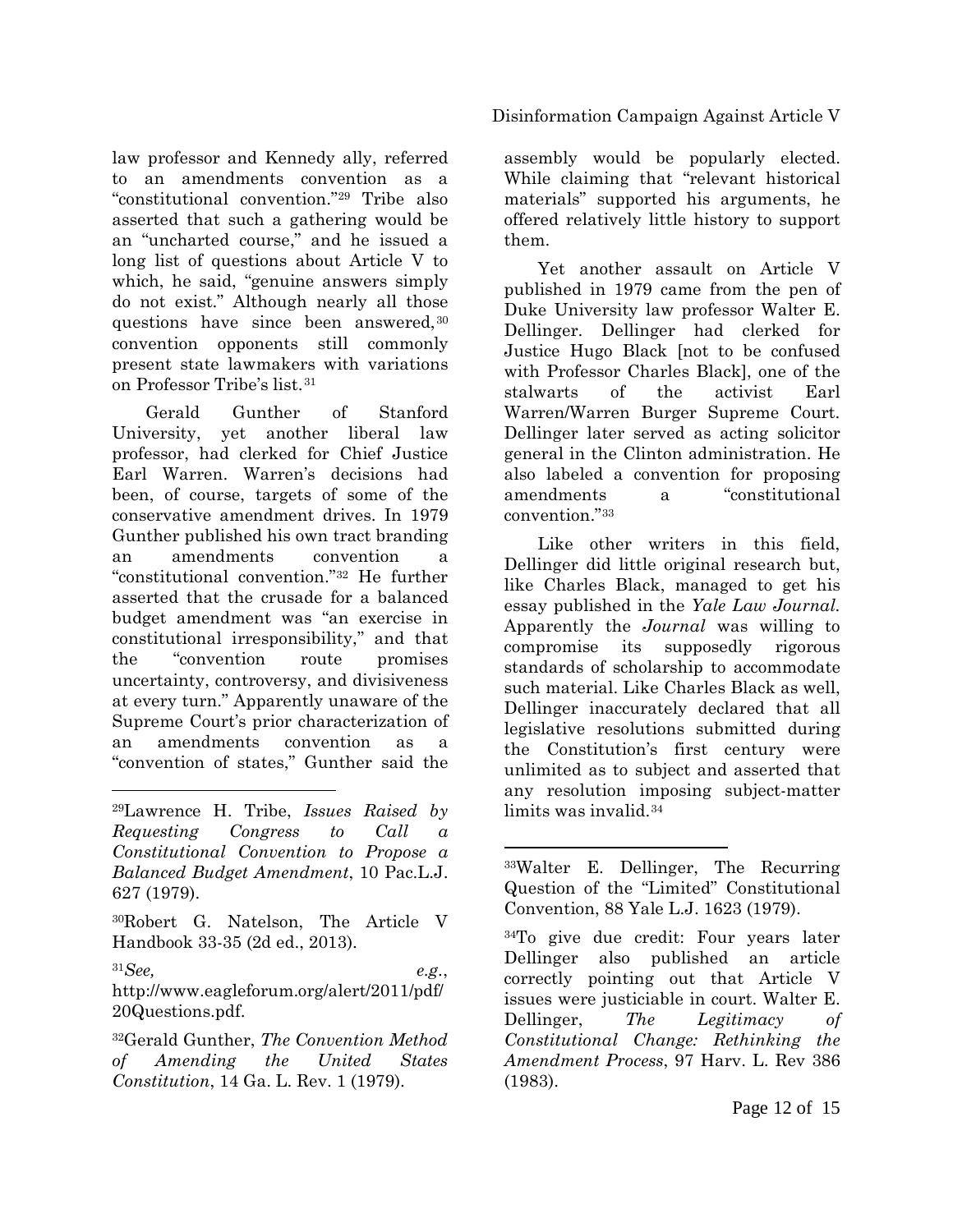law professor and Kennedy ally, referred to an amendments convention as a "constitutional convention."[29] Tribe also asserted that such a gathering would be an "uncharted course," and he issued a long list of questions about Article V to which, he said, "genuine answers simply do not exist." Although nearly all those questions have since been answered,[30] convention opponents still commonly present state lawmakers with variations on Professor Tribe's list.[31]

Gerald Gunther of Stanford University, yet another liberal law professor, had clerked for Chief Justice Earl Warren. Warren's decisions had been, of course, targets of some of the conservative amendment drives. In 1979 Gunther published his own tract branding an amendments convention a "constitutional convention."[32] He further asserted that the crusade for a balanced budget amendment was "an exercise in constitutional irresponsibility," and that the "convention route promises uncertainty, controversy, and divisiveness at every turn." Apparently unaware of the Supreme Court's prior characterization of an amendments convention as a "convention of states," Gunther said the assembly would be popularly elected. While claiming that "relevant historical materials" supported his arguments, he offered relatively little history to support them.

Yet another assault on Article V published in 1979 came from the pen of Duke University law professor Walter E. Dellinger. Dellinger had clerked for Justice Hugo Black [not to be confused with Professor Charles Black], one of the stalwarts of the activist Earl Warren/Warren Burger Supreme Court. Dellinger later served as acting solicitor general in the Clinton administration. He also labeled a convention for proposing amendments a "constitutional convention."[33]

Like other writers in this field, Dellinger did little original research but, like Charles Black, managed to get his essay published in the *Yale Law Journal*. Apparently the *Journal* was willing to compromise its supposedly rigorous standards of scholarship to accommodate such material. Like Charles Black as well, Dellinger inaccurately declared that all legislative resolutions submitted during the Constitution's first century were unlimited as to subject and asserted that any resolution imposing subject-matter limits was invalid.[34]

---

[29]Lawrence H. Tribe, *Issues Raised by Requesting Congress to Call a Constitutional Convention to Propose a Balanced Budget Amendment*, 10 Pac.L.J. 627 (1979).

[30]Robert G. Natelson, The Article V Handbook 33-35 (2d ed., 2013).

[31]*See, e.g.*, http://www.eagleforum.org/alert/2011/pdf/20Questions.pdf.

[32]Gerald Gunther, *The Convention Method of Amending the United States Constitution*, 14 Ga. L. Rev. 1 (1979).

[33]Walter E. Dellinger, The Recurring Question of the "Limited" Constitutional Convention, 88 Yale L.J. 1623 (1979).

[34]To give due credit: Four years later Dellinger also published an article correctly pointing out that Article V issues were justiciable in court. Walter E. Dellinger, *The Legitimacy of Constitutional Change: Rethinking the Amendment Process*, 97 Harv. L. Rev 386 (1983).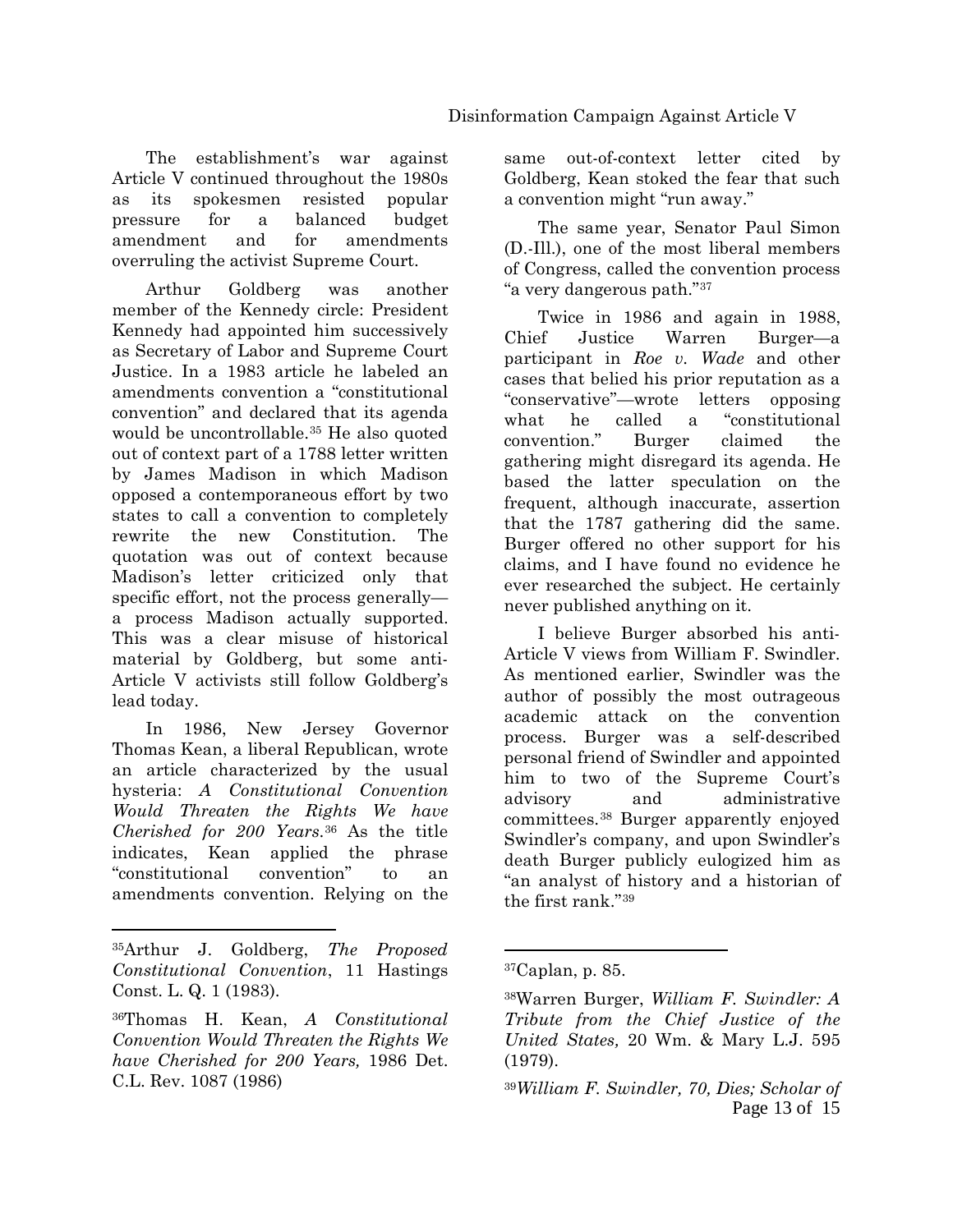The establishment's war against Article V continued throughout the 1980s as its spokesmen resisted popular pressure for a balanced budget amendment and for amendments overruling the activist Supreme Court.

Arthur Goldberg was another member of the Kennedy circle: President Kennedy had appointed him successively as Secretary of Labor and Supreme Court Justice. In a 1983 article he labeled an amendments convention a "constitutional convention" and declared that its agenda would be uncontrollable.[35] He also quoted out of context part of a 1788 letter written by James Madison in which Madison opposed a contemporaneous effort by two states to call a convention to completely rewrite the new Constitution. The quotation was out of context because Madison's letter criticized only that specific effort, not the process generally—a process Madison actually supported. This was a clear misuse of historical material by Goldberg, but some anti-Article V activists still follow Goldberg's lead today.

In 1986, New Jersey Governor Thomas Kean, a liberal Republican, wrote an article characterized by the usual hysteria: *A Constitutional Convention Would Threaten the Rights We have Cherished for 200 Years.*[36] As the title indicates, Kean applied the phrase "constitutional convention" to an amendments convention. Relying on the same out-of-context letter cited by Goldberg, Kean stoked the fear that such a convention might "run away."

The same year, Senator Paul Simon (D.-Ill.), one of the most liberal members of Congress, called the convention process "a very dangerous path."[37]

Twice in 1986 and again in 1988, Chief Justice Warren Burger—a participant in *Roe v. Wade* and other cases that belied his prior reputation as a "conservative"—wrote letters opposing what he called a "constitutional convention." Burger claimed the gathering might disregard its agenda. He based the latter speculation on the frequent, although inaccurate, assertion that the 1787 gathering did the same. Burger offered no other support for his claims, and I have found no evidence he ever researched the subject. He certainly never published anything on it.

I believe Burger absorbed his anti-Article V views from William F. Swindler. As mentioned earlier, Swindler was the author of possibly the most outrageous academic attack on the convention process. Burger was a self-described personal friend of Swindler and appointed him to two of the Supreme Court's advisory and administrative committees.[38] Burger apparently enjoyed Swindler's company, and upon Swindler's death Burger publicly eulogized him as "an analyst of history and a historian of the first rank."[39]

---

[35]Arthur J. Goldberg, *The Proposed Constitutional Convention*, 11 Hastings Const. L. Q. 1 (1983).

[36]Thomas H. Kean, *A Constitutional Convention Would Threaten the Rights We have Cherished for 200 Years,* 1986 Det. C.L. Rev. 1087 (1986)

[37]Caplan, p. 85.

[38]Warren Burger, *William F. Swindler: A Tribute from the Chief Justice of the United States,* 20 Wm. & Mary L.J. 595 (1979).

[39]*William F. Swindler, 70, Dies; Scholar of*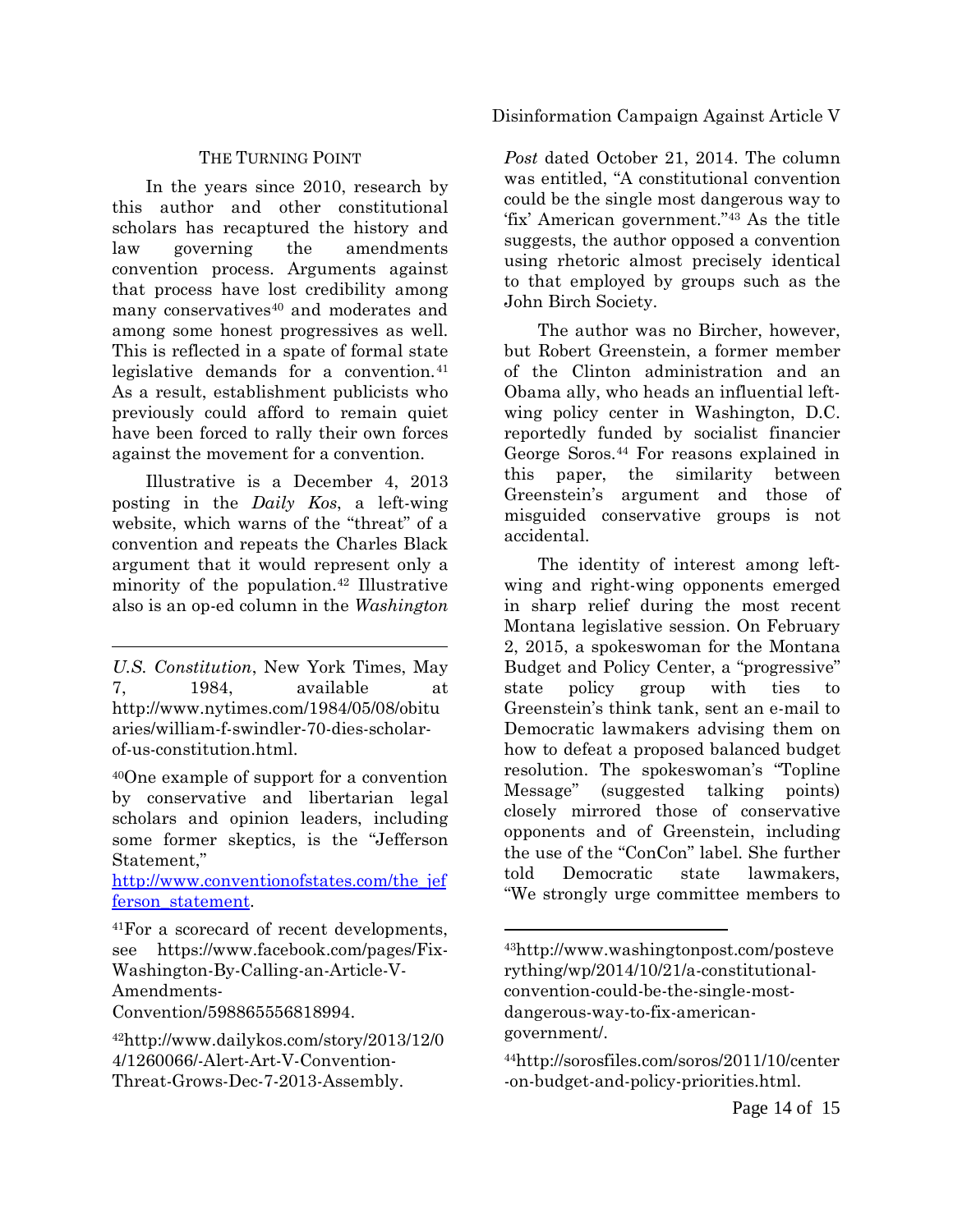## THE TURNING POINT

In the years since 2010, research by this author and other constitutional scholars has recaptured the history and law governing the amendments convention process. Arguments against that process have lost credibility among many conservatives[40] and moderates and among some honest progressives as well. This is reflected in a spate of formal state legislative demands for a convention.[41] As a result, establishment publicists who previously could afford to remain quiet have been forced to rally their own forces against the movement for a convention.

Illustrative is a December 4, 2013 posting in the *Daily Kos*, a left-wing website, which warns of the "threat" of a convention and repeats the Charles Black argument that it would represent only a minority of the population.[42] Illustrative also is an op-ed column in the *Washington Post* dated October 21, 2014. The column was entitled, "A constitutional convention could be the single most dangerous way to 'fix' American government."[43] As the title suggests, the author opposed a convention using rhetoric almost precisely identical to that employed by groups such as the John Birch Society.

The author was no Bircher, however, but Robert Greenstein, a former member of the Clinton administration and an Obama ally, who heads an influential left-wing policy center in Washington, D.C. reportedly funded by socialist financier George Soros.[44] For reasons explained in this paper, the similarity between Greenstein's argument and those of misguided conservative groups is not accidental.

The identity of interest among left-wing and right-wing opponents emerged in sharp relief during the most recent Montana legislative session. On February 2, 2015, a spokeswoman for the Montana Budget and Policy Center, a "progressive" state policy group with ties to Greenstein's think tank, sent an e-mail to Democratic lawmakers advising them on how to defeat a proposed balanced budget resolution. The spokeswoman's "Topline Message" (suggested talking points) closely mirrored those of conservative opponents and of Greenstein, including the use of the "ConCon" label. She further told Democratic state lawmakers, "We strongly urge committee members to

---

*U.S. Constitution*, New York Times, May 7, 1984, available at http://www.nytimes.com/1984/05/08/obituaries/william-f-swindler-70-dies-scholar-of-us-constitution.html.

[40] One example of support for a convention by conservative and libertarian legal scholars and opinion leaders, including some former skeptics, is the "Jefferson Statement," http://www.conventionofstates.com/the_jefferson_statement.

[41] For a scorecard of recent developments, see https://www.facebook.com/pages/Fix-Washington-By-Calling-an-Article-V-Amendments-Convention/598865556818994.

[42] http://www.dailykos.com/story/2013/12/04/1260066/-Alert-Art-V-Convention-Threat-Grows-Dec-7-2013-Assembly.

[43] http://www.washingtonpost.com/posteverything/wp/2014/10/21/a-constitutional-convention-could-be-the-single-most-dangerous-way-to-fix-american-government/.

[44] http://sorosfiles.com/soros/2011/10/center-on-budget-and-policy-priorities.html.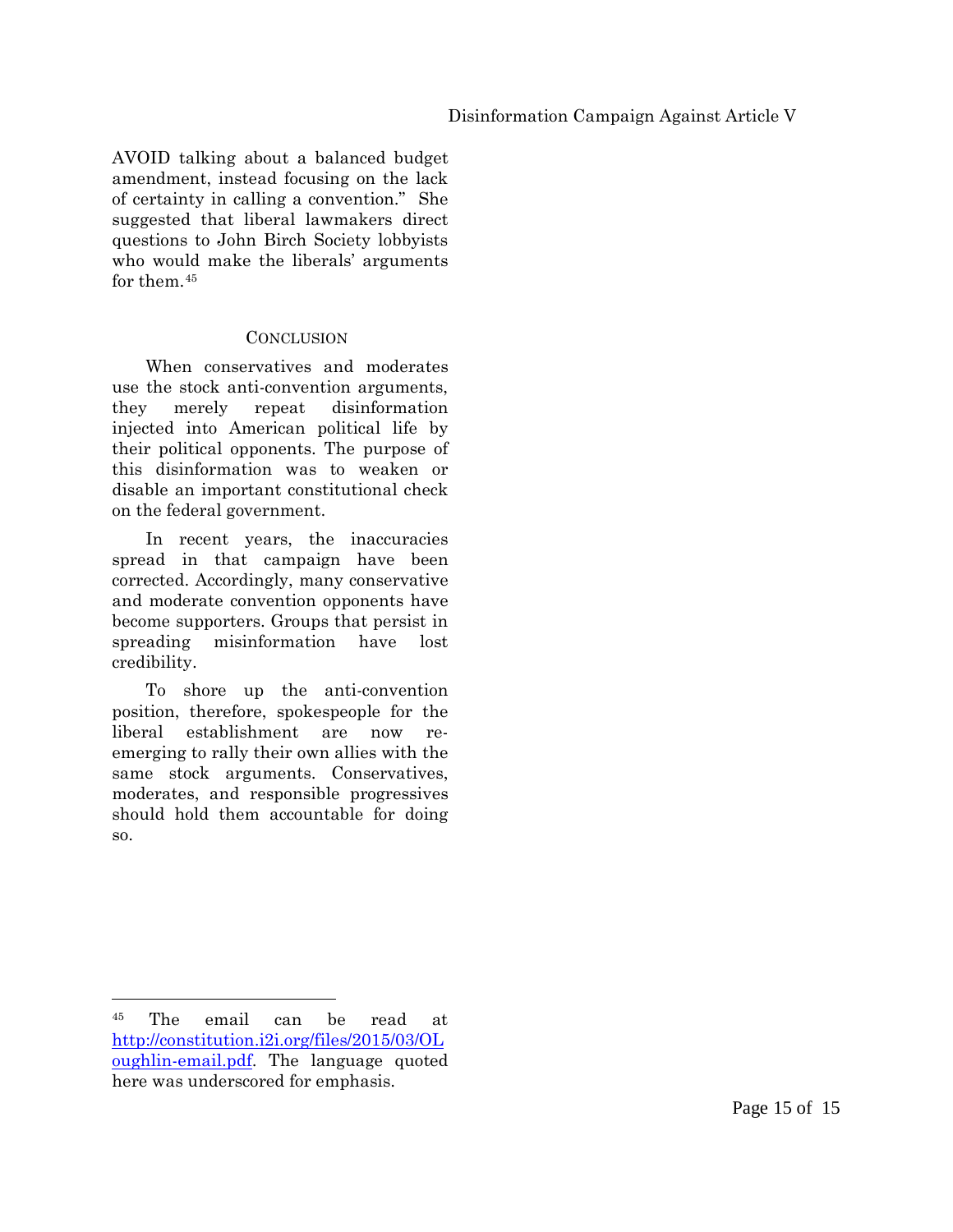AVOID talking about a balanced budget amendment, instead focusing on the lack of certainty in calling a convention." She suggested that liberal lawmakers direct questions to John Birch Society lobbyists who would make the liberals' arguments for them.[45]

## CONCLUSION

When conservatives and moderates use the stock anti-convention arguments, they merely repeat disinformation injected into American political life by their political opponents. The purpose of this disinformation was to weaken or disable an important constitutional check on the federal government.

In recent years, the inaccuracies spread in that campaign have been corrected. Accordingly, many conservative and moderate convention opponents have become supporters. Groups that persist in spreading misinformation have lost credibility.

To shore up the anti-convention position, therefore, spokespeople for the liberal establishment are now re-emerging to rally their own allies with the same stock arguments. Conservatives, moderates, and responsible progressives should hold them accountable for doing so.

---

[45] The email can be read at http://constitution.i2i.org/files/2015/03/OLoughlin-email.pdf. The language quoted here was underscored for emphasis.